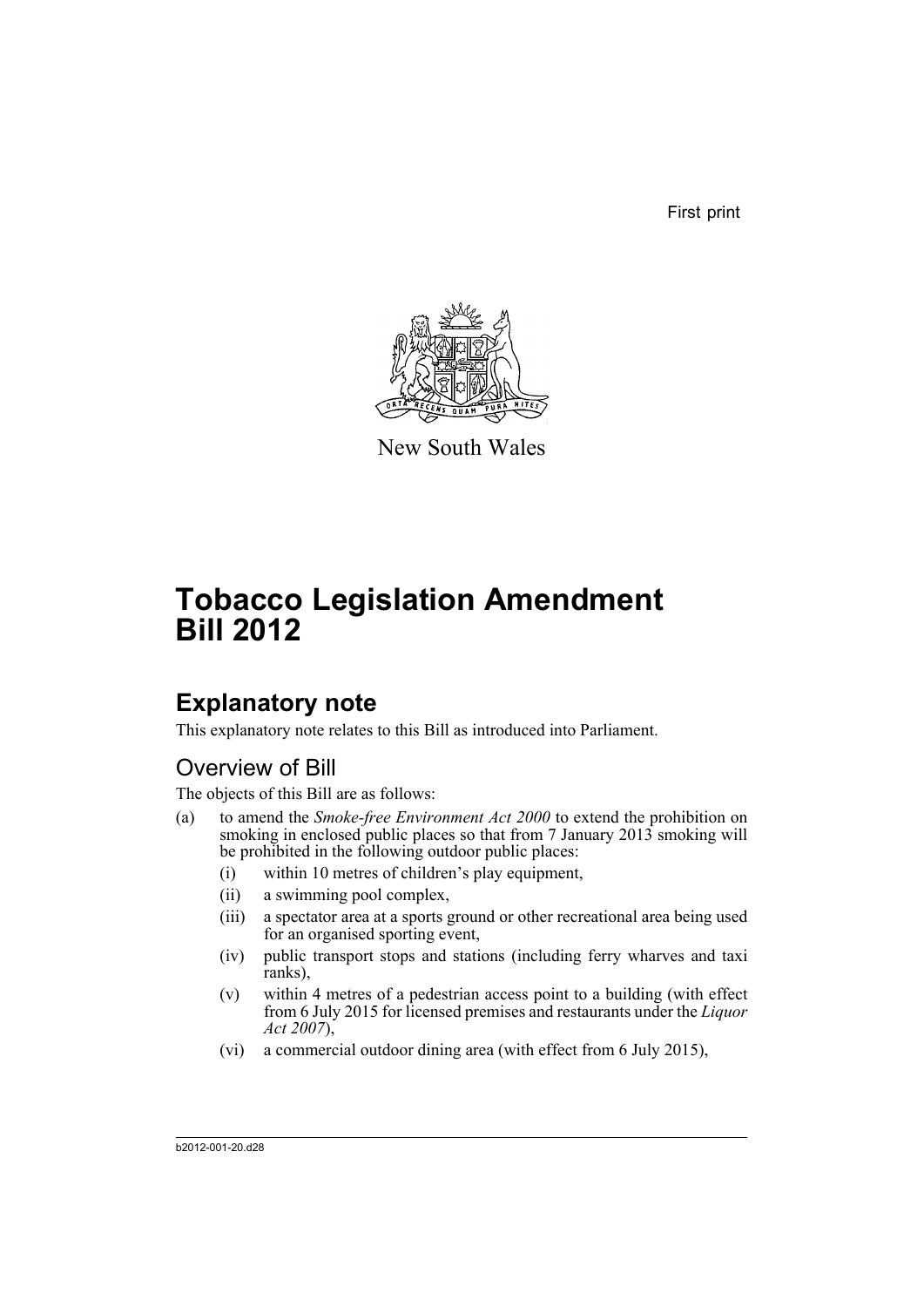First print

New South Wales

# Tobacco Legislation Amendment Bill 2012

## Explanatory note

This explanatory note relates to this Bill as introduced into Parliament.

### Overview of Bill

The objects of this Bill are as follows:

(a) to amend the *Smoke-free Environment Act 2000* to extend the prohibition on smoking in enclosed public places so that from 7 January 2013 smoking will be prohibited in the following outdoor public places:

   (i) within 10 metres of children's play equipment,

   (ii) a swimming pool complex,

   (iii) a spectator area at a sports ground or other recreational area being used for an organised sporting event,

   (iv) public transport stops and stations (including ferry wharves and taxi ranks),

   (v) within 4 metres of a pedestrian access point to a building (with effect from 6 July 2015 for licensed premises and restaurants under the *Liquor Act 2007*),

   (vi) a commercial outdoor dining area (with effect from 6 July 2015),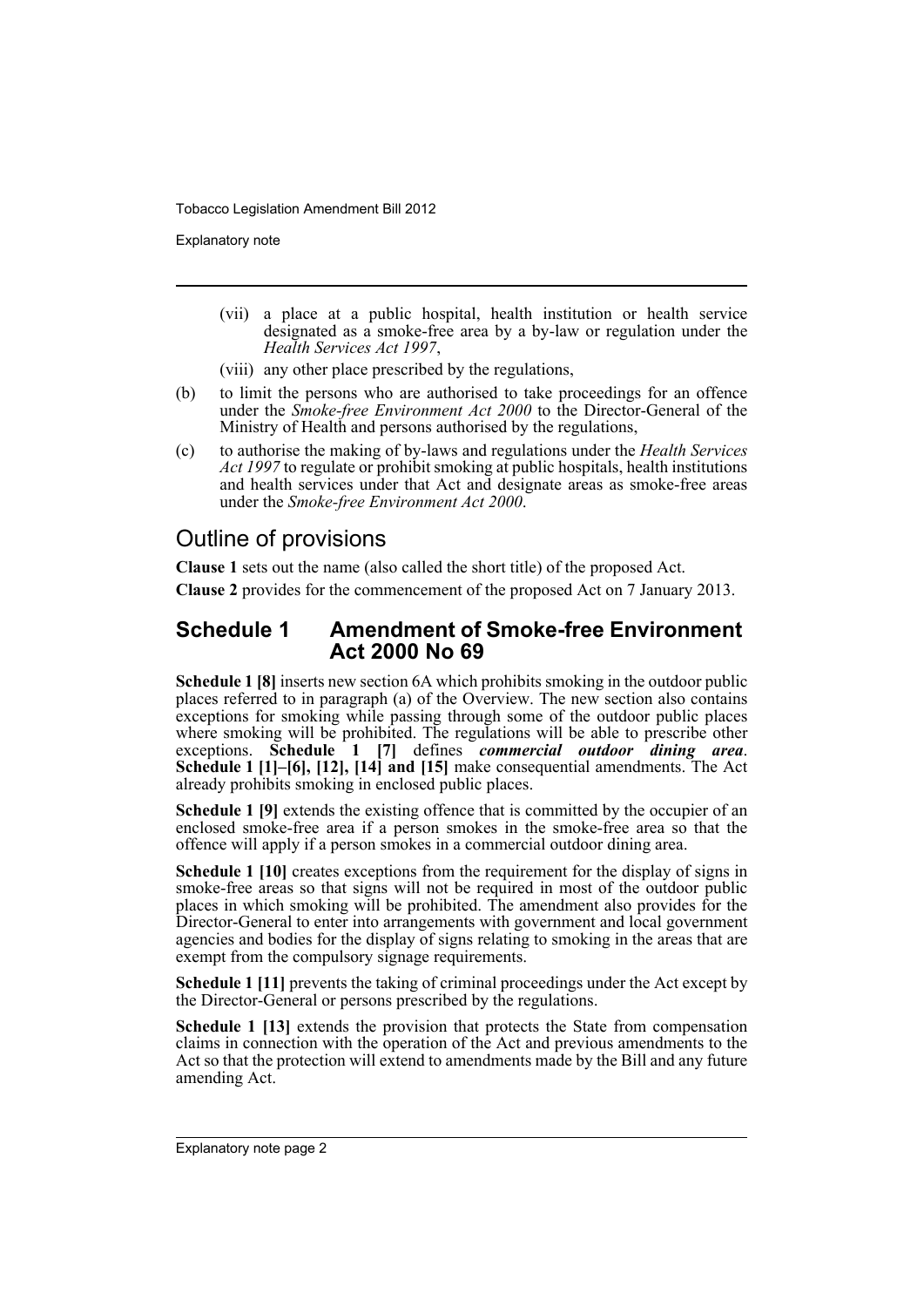(vii) a place at a public hospital, health institution or health service designated as a smoke-free area by a by-law or regulation under the *Health Services Act 1997*,

(viii) any other place prescribed by the regulations,

(b) to limit the persons who are authorised to take proceedings for an offence under the *Smoke-free Environment Act 2000* to the Director-General of the Ministry of Health and persons authorised by the regulations,

(c) to authorise the making of by-laws and regulations under the *Health Services Act 1997* to regulate or prohibit smoking at public hospitals, health institutions and health services under that Act and designate areas as smoke-free areas under the *Smoke-free Environment Act 2000*.

## Outline of provisions

**Clause 1** sets out the name (also called the short title) of the proposed Act.

**Clause 2** provides for the commencement of the proposed Act on 7 January 2013.

## Schedule 1 Amendment of Smoke-free Environment Act 2000 No 69

**Schedule 1 [8]** inserts new section 6A which prohibits smoking in the outdoor public places referred to in paragraph (a) of the Overview. The new section also contains exceptions for smoking while passing through some of the outdoor public places where smoking will be prohibited. The regulations will be able to prescribe other exceptions. **Schedule 1 [7]** defines ***commercial outdoor dining area***. **Schedule 1 [1]–[6], [12], [14] and [15]** make consequential amendments. The Act already prohibits smoking in enclosed public places.

**Schedule 1 [9]** extends the existing offence that is committed by the occupier of an enclosed smoke-free area if a person smokes in the smoke-free area so that the offence will apply if a person smokes in a commercial outdoor dining area.

**Schedule 1 [10]** creates exceptions from the requirement for the display of signs in smoke-free areas so that signs will not be required in most of the outdoor public places in which smoking will be prohibited. The amendment also provides for the Director-General to enter into arrangements with government and local government agencies and bodies for the display of signs relating to smoking in the areas that are exempt from the compulsory signage requirements.

**Schedule 1 [11]** prevents the taking of criminal proceedings under the Act except by the Director-General or persons prescribed by the regulations.

**Schedule 1 [13]** extends the provision that protects the State from compensation claims in connection with the operation of the Act and previous amendments to the Act so that the protection will extend to amendments made by the Bill and any future amending Act.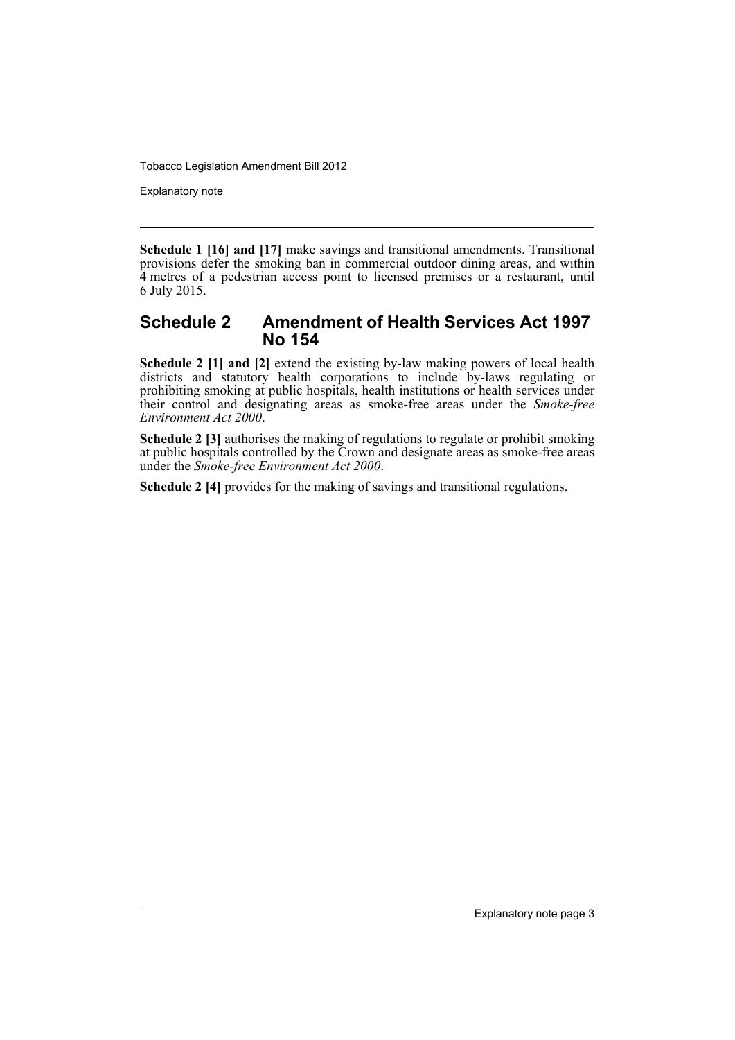**Schedule 1 [16] and [17]** make savings and transitional amendments. Transitional provisions defer the smoking ban in commercial outdoor dining areas, and within 4 metres of a pedestrian access point to licensed premises or a restaurant, until 6 July 2015.

## Schedule 2 Amendment of Health Services Act 1997 No 154

**Schedule 2 [1] and [2]** extend the existing by-law making powers of local health districts and statutory health corporations to include by-laws regulating or prohibiting smoking at public hospitals, health institutions or health services under their control and designating areas as smoke-free areas under the *Smoke-free Environment Act 2000*.

**Schedule 2 [3]** authorises the making of regulations to regulate or prohibit smoking at public hospitals controlled by the Crown and designate areas as smoke-free areas under the *Smoke-free Environment Act 2000*.

**Schedule 2 [4]** provides for the making of savings and transitional regulations.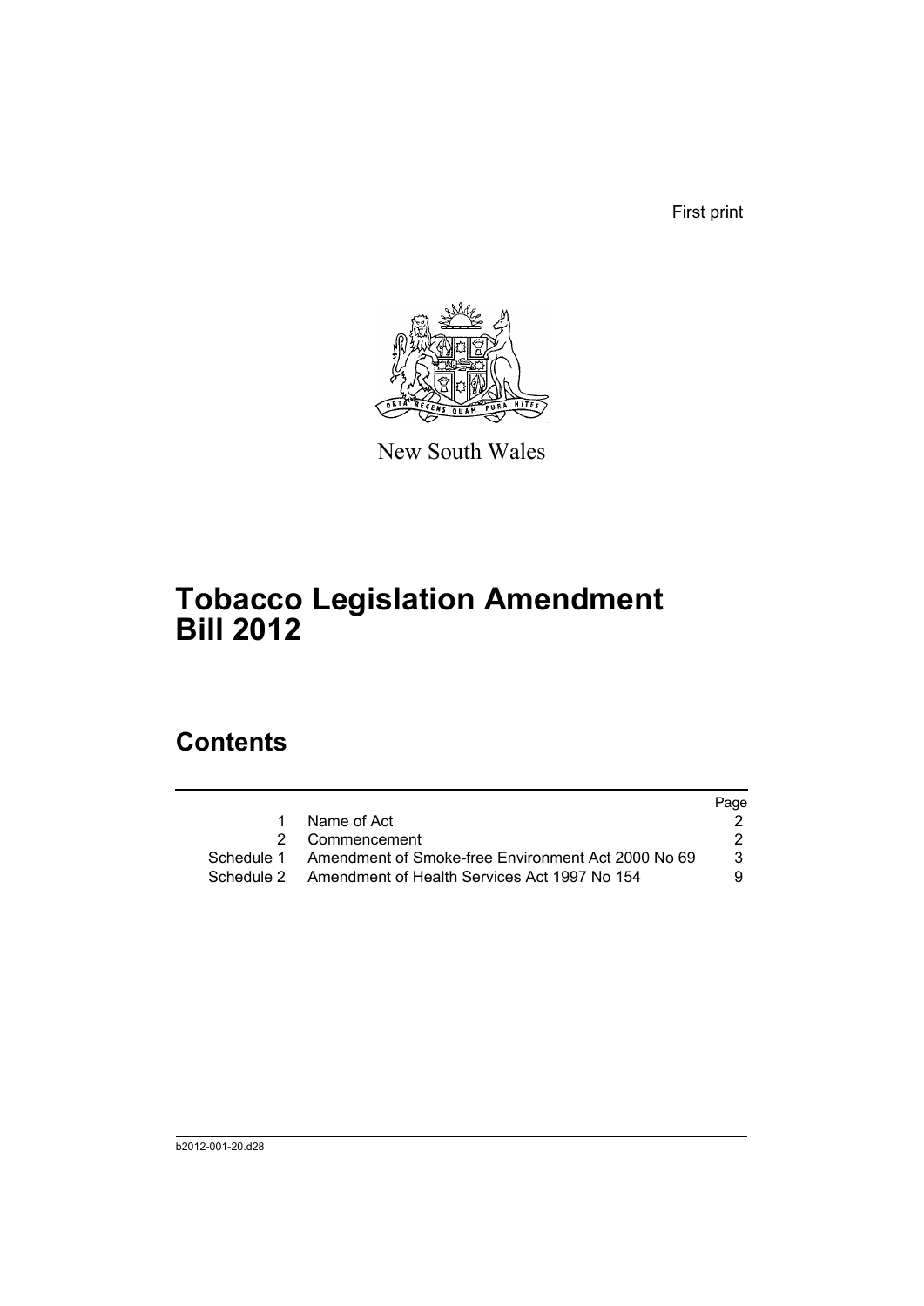First print

New South Wales

# Tobacco Legislation Amendment Bill 2012

## Contents

| | | Page |
|---|---|---|
| 1 | Name of Act | 2 |
| 2 | Commencement | 2 |
| Schedule 1 | Amendment of Smoke-free Environment Act 2000 No 69 | 3 |
| Schedule 2 | Amendment of Health Services Act 1997 No 154 | 9 |

b2012-001-20.d28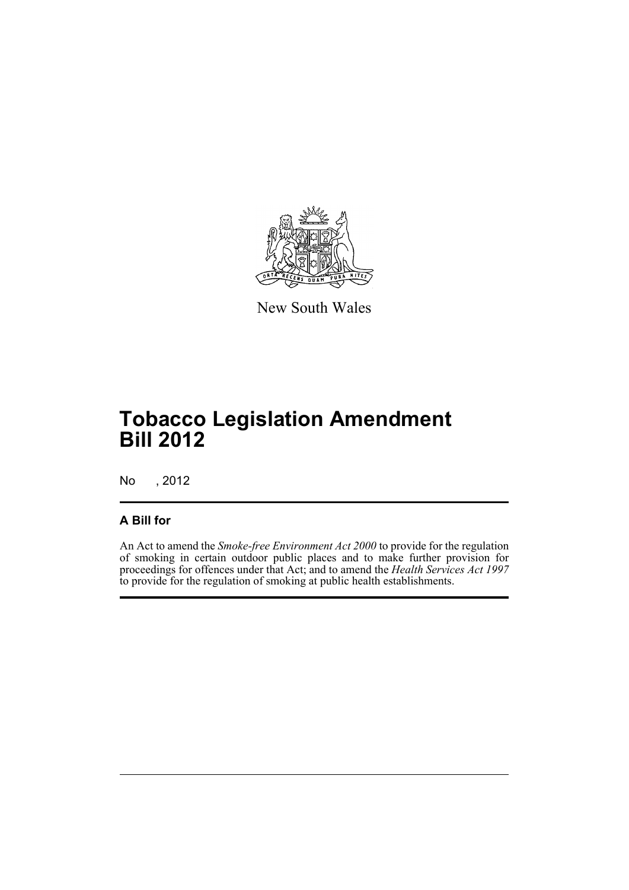New South Wales

# Tobacco Legislation Amendment Bill 2012

No , 2012

## A Bill for

An Act to amend the *Smoke-free Environment Act 2000* to provide for the regulation of smoking in certain outdoor public places and to make further provision for proceedings for offences under that Act; and to amend the *Health Services Act 1997* to provide for the regulation of smoking at public health establishments.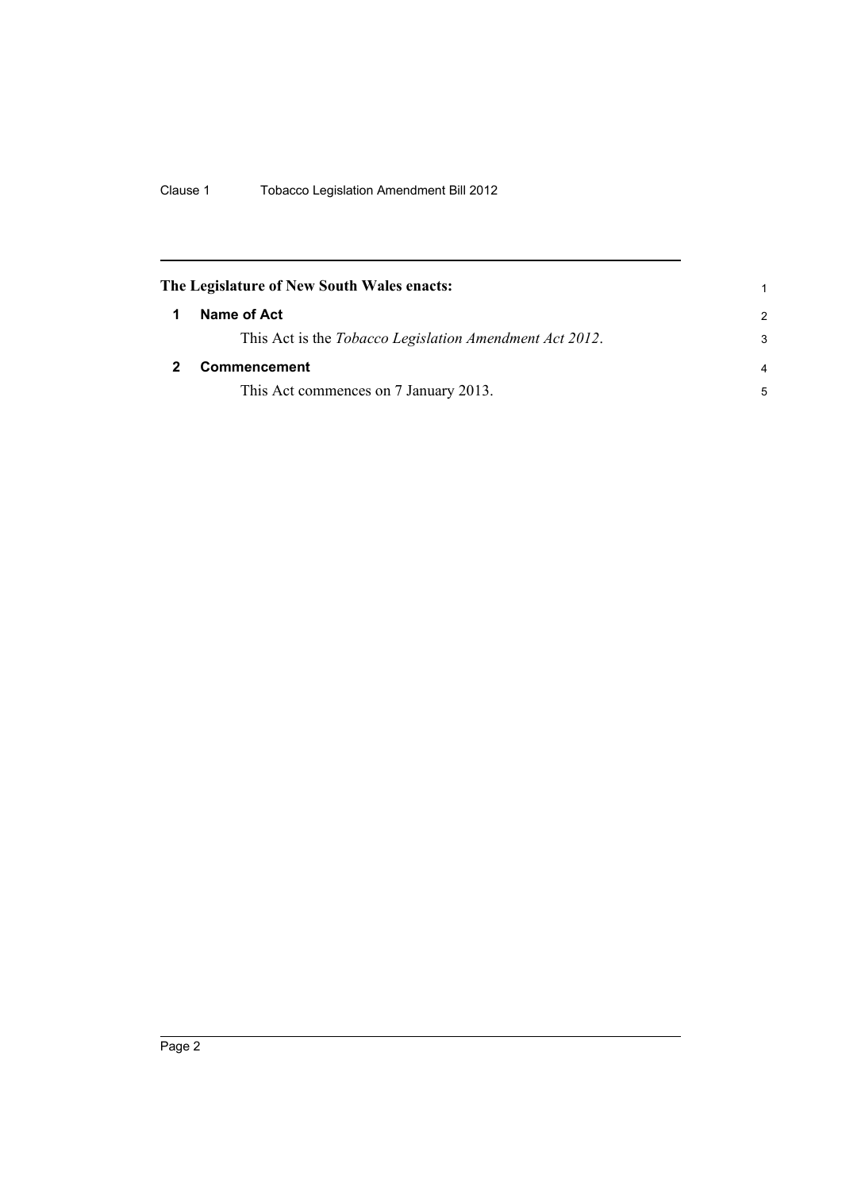**The Legislature of New South Wales enacts:**

## 1 Name of Act

This Act is the *Tobacco Legislation Amendment Act 2012*.

## 2 Commencement

This Act commences on 7 January 2013.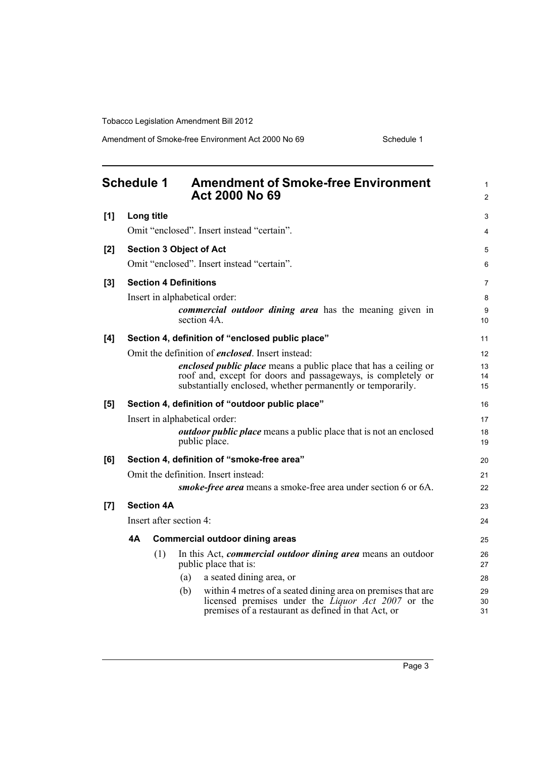## Schedule 1 Amendment of Smoke-free Environment Act 2000 No 69

**[1] Long title**

Omit "enclosed". Insert instead "certain".

**[2] Section 3 Object of Act**

Omit "enclosed". Insert instead "certain".

**[3] Section 4 Definitions**

Insert in alphabetical order:

> ***commercial outdoor dining area*** has the meaning given in section 4A.

**[4] Section 4, definition of "enclosed public place"**

Omit the definition of ***enclosed***. Insert instead:

> ***enclosed public place*** means a public place that has a ceiling or roof and, except for doors and passageways, is completely or substantially enclosed, whether permanently or temporarily.

**[5] Section 4, definition of "outdoor public place"**

Insert in alphabetical order:

> ***outdoor public place*** means a public place that is not an enclosed public place.

**[6] Section 4, definition of "smoke-free area"**

Omit the definition. Insert instead:

> ***smoke-free area*** means a smoke-free area under section 6 or 6A.

**[7] Section 4A**

Insert after section 4:

**4A Commercial outdoor dining areas**

(1) In this Act, ***commercial outdoor dining area*** means an outdoor public place that is:

(a) a seated dining area, or

(b) within 4 metres of a seated dining area on premises that are licensed premises under the *Liquor Act 2007* or the premises of a restaurant as defined in that Act, or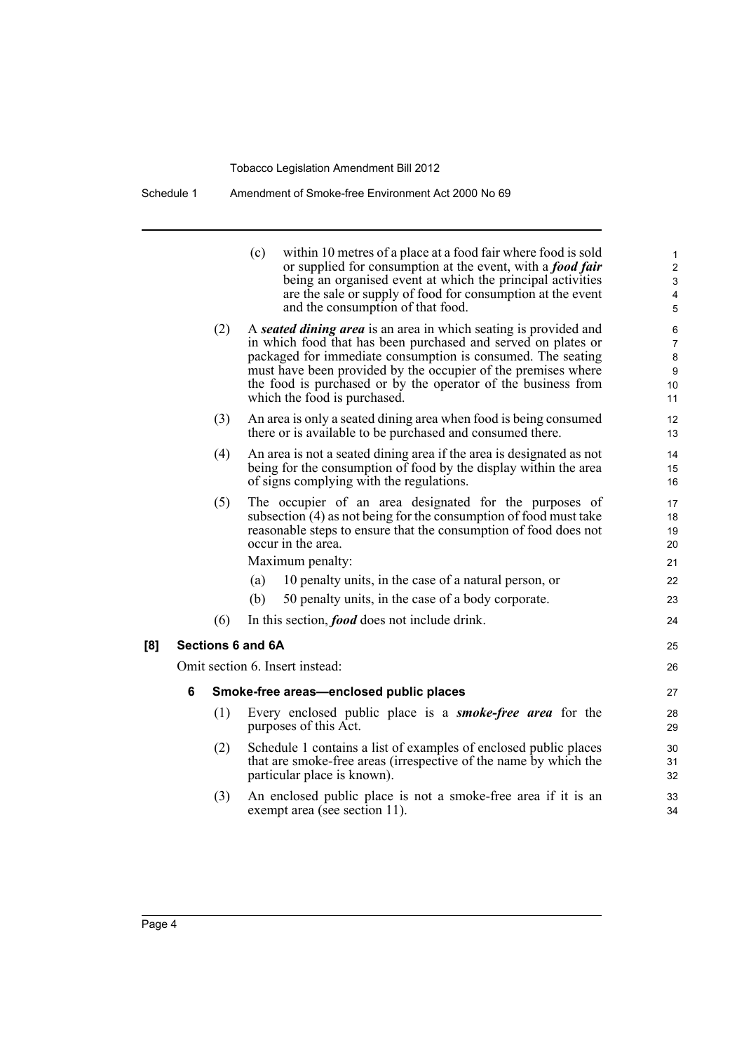(c) within 10 metres of a place at a food fair where food is sold or supplied for consumption at the event, with a ***food fair*** being an organised event at which the principal activities are the sale or supply of food for consumption at the event and the consumption of that food.

(2) A ***seated dining area*** is an area in which seating is provided and in which food that has been purchased and served on plates or packaged for immediate consumption is consumed. The seating must have been provided by the occupier of the premises where the food is purchased or by the operator of the business from which the food is purchased.

(3) An area is only a seated dining area when food is being consumed there or is available to be purchased and consumed there.

(4) An area is not a seated dining area if the area is designated as not being for the consumption of food by the display within the area of signs complying with the regulations.

(5) The occupier of an area designated for the purposes of subsection (4) as not being for the consumption of food must take reasonable steps to ensure that the consumption of food does not occur in the area.

Maximum penalty:

(a) 10 penalty units, in the case of a natural person, or

(b) 50 penalty units, in the case of a body corporate.

(6) In this section, ***food*** does not include drink.

## [8] Sections 6 and 6A

Omit section 6. Insert instead:

### 6 Smoke-free areas—enclosed public places

(1) Every enclosed public place is a ***smoke-free area*** for the purposes of this Act.

(2) Schedule 1 contains a list of examples of enclosed public places that are smoke-free areas (irrespective of the name by which the particular place is known).

(3) An enclosed public place is not a smoke-free area if it is an exempt area (see section 11).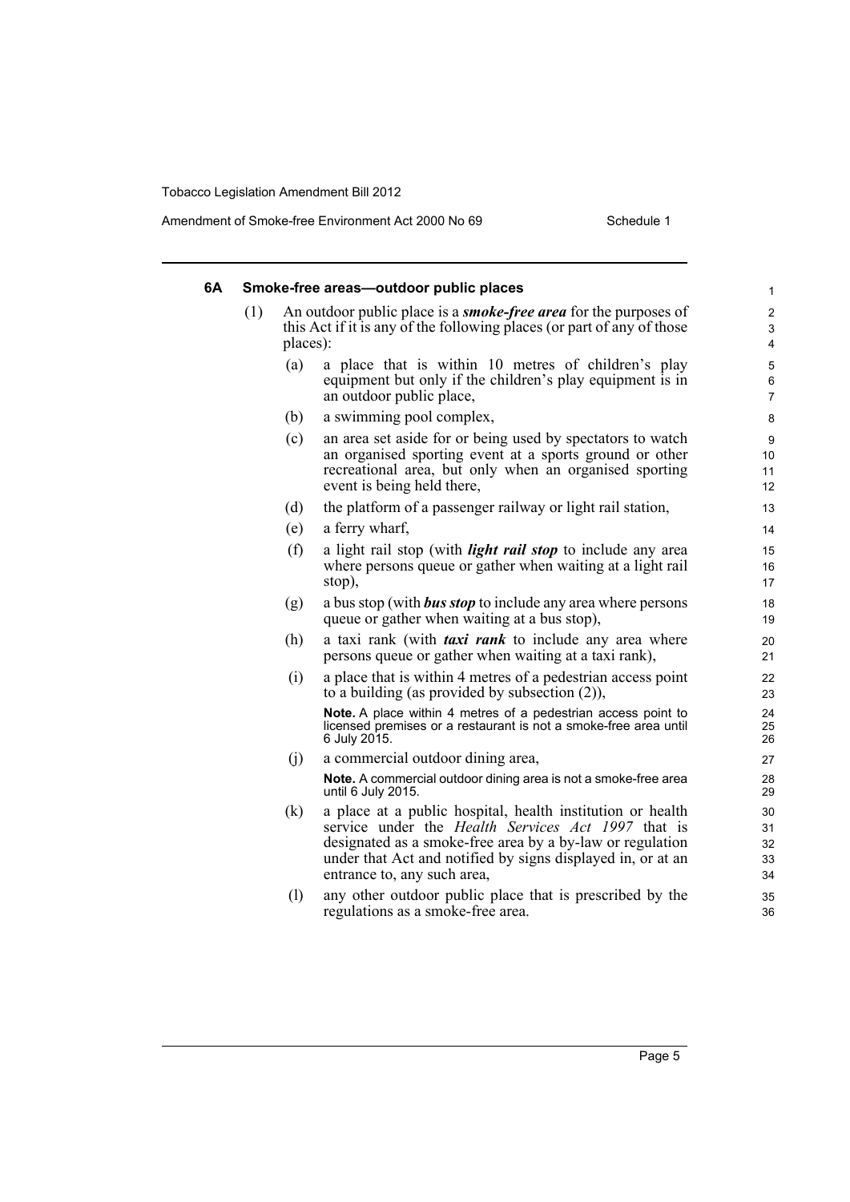### 6A Smoke-free areas—outdoor public places

(1) An outdoor public place is a ***smoke-free area*** for the purposes of this Act if it is any of the following places (or part of any of those places):

(a) a place that is within 10 metres of children's play equipment but only if the children's play equipment is in an outdoor public place,

(b) a swimming pool complex,

(c) an area set aside for or being used by spectators to watch an organised sporting event at a sports ground or other recreational area, but only when an organised sporting event is being held there,

(d) the platform of a passenger railway or light rail station,

(e) a ferry wharf,

(f) a light rail stop (with ***light rail stop*** to include any area where persons queue or gather when waiting at a light rail stop),

(g) a bus stop (with ***bus stop*** to include any area where persons queue or gather when waiting at a bus stop),

(h) a taxi rank (with ***taxi rank*** to include any area where persons queue or gather when waiting at a taxi rank),

(i) a place that is within 4 metres of a pedestrian access point to a building (as provided by subsection (2)),

**Note.** A place within 4 metres of a pedestrian access point to licensed premises or a restaurant is not a smoke-free area until 6 July 2015.

(j) a commercial outdoor dining area,

**Note.** A commercial outdoor dining area is not a smoke-free area until 6 July 2015.

(k) a place at a public hospital, health institution or health service under the *Health Services Act 1997* that is designated as a smoke-free area by a by-law or regulation under that Act and notified by signs displayed in, or at an entrance to, any such area,

(l) any other outdoor public place that is prescribed by the regulations as a smoke-free area.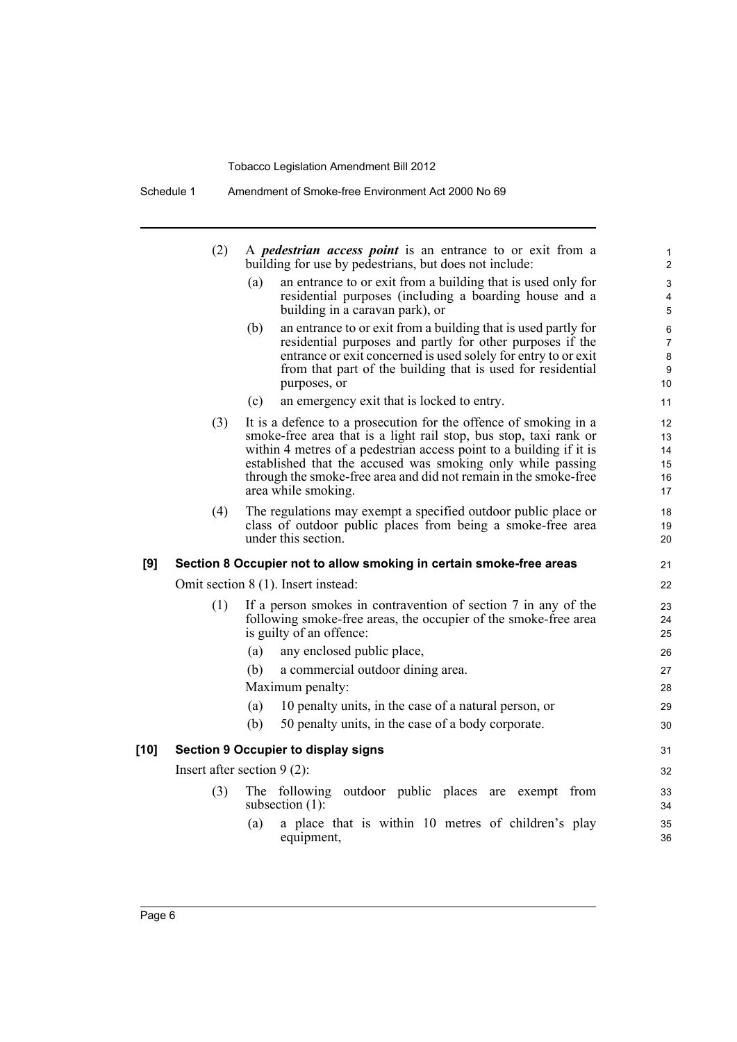(2) A ***pedestrian access point*** is an entrance to or exit from a building for use by pedestrians, but does not include:

(a) an entrance to or exit from a building that is used only for residential purposes (including a boarding house and a building in a caravan park), or

(b) an entrance to or exit from a building that is used partly for residential purposes and partly for other purposes if the entrance or exit concerned is used solely for entry to or exit from that part of the building that is used for residential purposes, or

(c) an emergency exit that is locked to entry.

(3) It is a defence to a prosecution for the offence of smoking in a smoke-free area that is a light rail stop, bus stop, taxi rank or within 4 metres of a pedestrian access point to a building if it is established that the accused was smoking only while passing through the smoke-free area and did not remain in the smoke-free area while smoking.

(4) The regulations may exempt a specified outdoor public place or class of outdoor public places from being a smoke-free area under this section.

**[9] Section 8 Occupier not to allow smoking in certain smoke-free areas**

Omit section 8 (1). Insert instead:

(1) If a person smokes in contravention of section 7 in any of the following smoke-free areas, the occupier of the smoke-free area is guilty of an offence:

(a) any enclosed public place,

(b) a commercial outdoor dining area.

Maximum penalty:

(a) 10 penalty units, in the case of a natural person, or

(b) 50 penalty units, in the case of a body corporate.

**[10] Section 9 Occupier to display signs**

Insert after section 9 (2):

(3) The following outdoor public places are exempt from subsection (1):

(a) a place that is within 10 metres of children's play equipment,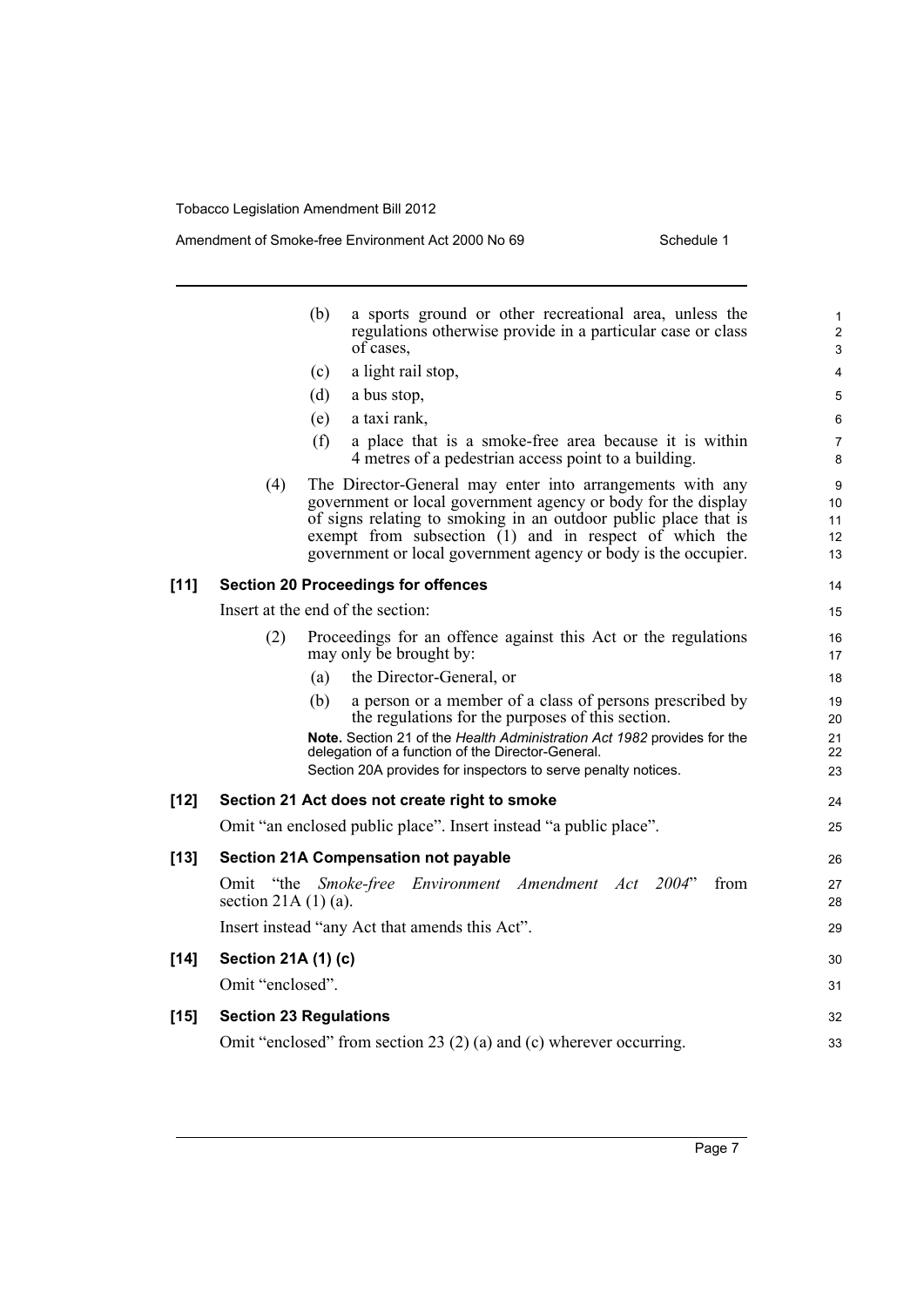(b) a sports ground or other recreational area, unless the regulations otherwise provide in a particular case or class of cases,

(c) a light rail stop,

(d) a bus stop,

(e) a taxi rank,

(f) a place that is a smoke-free area because it is within 4 metres of a pedestrian access point to a building.

(4) The Director-General may enter into arrangements with any government or local government agency or body for the display of signs relating to smoking in an outdoor public place that is exempt from subsection (1) and in respect of which the government or local government agency or body is the occupier.

**[11] Section 20 Proceedings for offences**

Insert at the end of the section:

(2) Proceedings for an offence against this Act or the regulations may only be brought by:

(a) the Director-General, or

(b) a person or a member of a class of persons prescribed by the regulations for the purposes of this section.

**Note.** Section 21 of the *Health Administration Act 1982* provides for the delegation of a function of the Director-General.

Section 20A provides for inspectors to serve penalty notices.

**[12] Section 21 Act does not create right to smoke**

Omit "an enclosed public place". Insert instead "a public place".

**[13] Section 21A Compensation not payable**

Omit "the *Smoke-free Environment Amendment Act 2004*" from section 21A (1) (a).

Insert instead "any Act that amends this Act".

**[14] Section 21A (1) (c)**

Omit "enclosed".

**[15] Section 23 Regulations**

Omit "enclosed" from section 23 (2) (a) and (c) wherever occurring.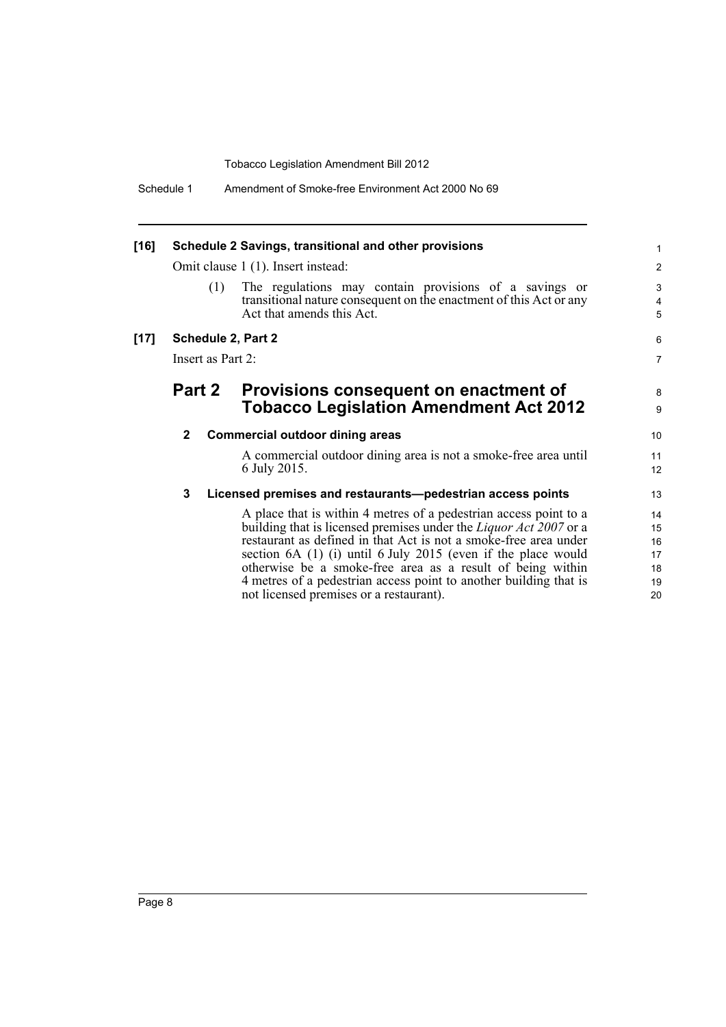**[16] Schedule 2 Savings, transitional and other provisions**

Omit clause 1 (1). Insert instead:

(1) The regulations may contain provisions of a savings or transitional nature consequent on the enactment of this Act or any Act that amends this Act.

**[17] Schedule 2, Part 2**

Insert as Part 2:

## Part 2 Provisions consequent on enactment of Tobacco Legislation Amendment Act 2012

### 2 Commercial outdoor dining areas

A commercial outdoor dining area is not a smoke-free area until 6 July 2015.

### 3 Licensed premises and restaurants—pedestrian access points

A place that is within 4 metres of a pedestrian access point to a building that is licensed premises under the *Liquor Act 2007* or a restaurant as defined in that Act is not a smoke-free area under section 6A (1) (i) until 6 July 2015 (even if the place would otherwise be a smoke-free area as a result of being within 4 metres of a pedestrian access point to another building that is not licensed premises or a restaurant).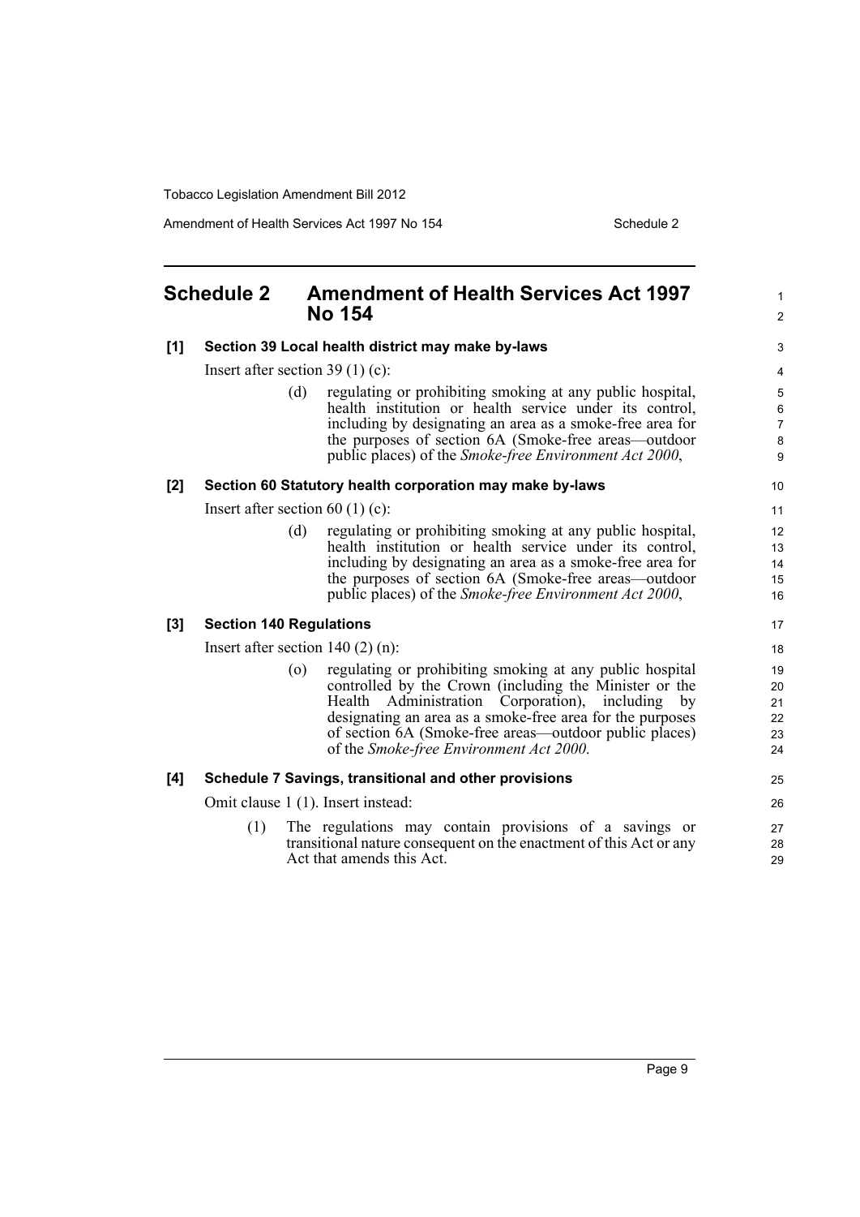# Schedule 2 Amendment of Health Services Act 1997 No 154

**[1] Section 39 Local health district may make by-laws**

Insert after section 39 (1) (c):

> (d) regulating or prohibiting smoking at any public hospital, health institution or health service under its control, including by designating an area as a smoke-free area for the purposes of section 6A (Smoke-free areas—outdoor public places) of the *Smoke-free Environment Act 2000*,

**[2] Section 60 Statutory health corporation may make by-laws**

Insert after section 60 (1) (c):

> (d) regulating or prohibiting smoking at any public hospital, health institution or health service under its control, including by designating an area as a smoke-free area for the purposes of section 6A (Smoke-free areas—outdoor public places) of the *Smoke-free Environment Act 2000*,

**[3] Section 140 Regulations**

Insert after section 140 (2) (n):

> (o) regulating or prohibiting smoking at any public hospital controlled by the Crown (including the Minister or the Health Administration Corporation), including by designating an area as a smoke-free area for the purposes of section 6A (Smoke-free areas—outdoor public places) of the *Smoke-free Environment Act 2000*.

**[4] Schedule 7 Savings, transitional and other provisions**

Omit clause 1 (1). Insert instead:

> (1) The regulations may contain provisions of a savings or transitional nature consequent on the enactment of this Act or any Act that amends this Act.